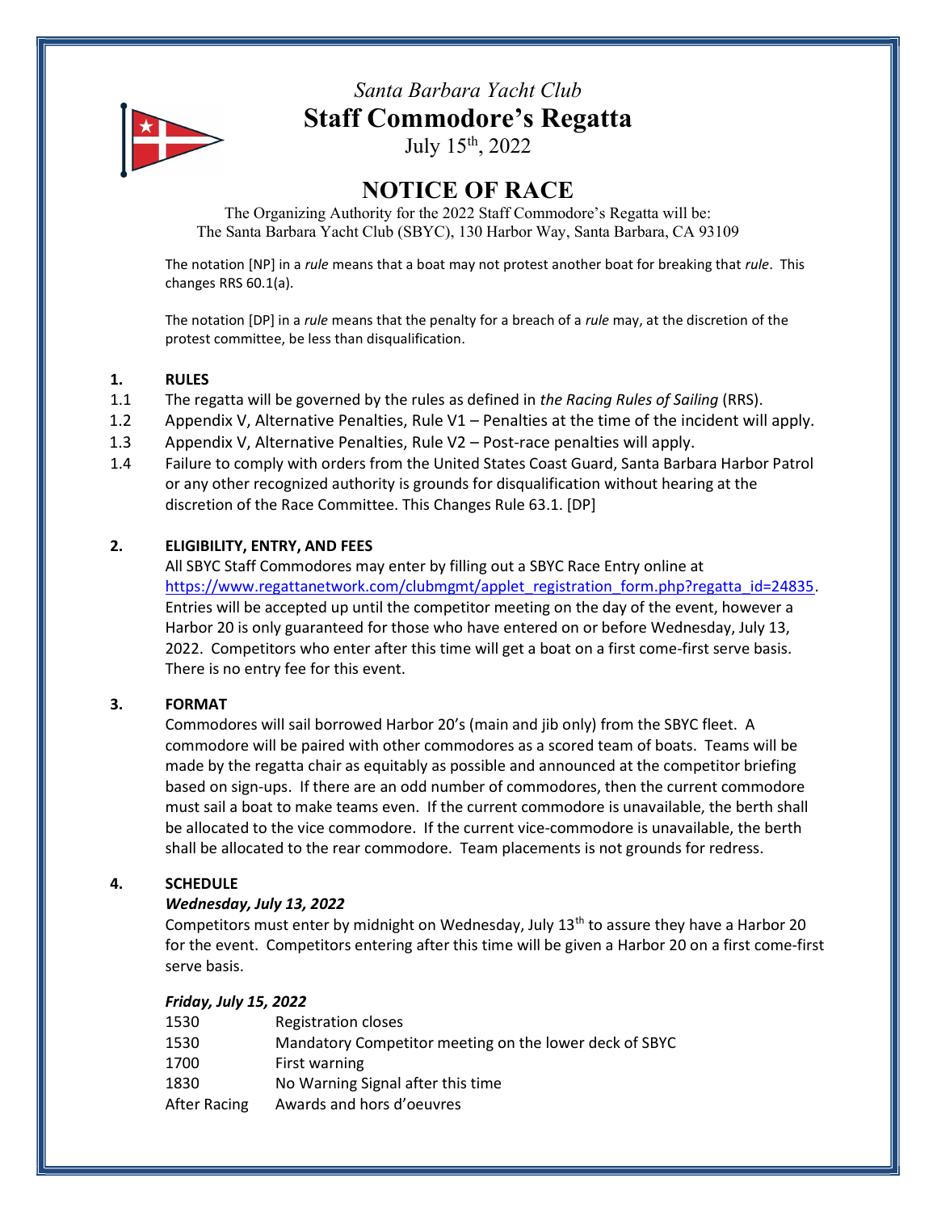*Santa Barbara Yacht Club*

# Staff Commodore's Regatta

July 15th, 2022

# NOTICE OF RACE

The Organizing Authority for the 2022 Staff Commodore's Regatta will be:
The Santa Barbara Yacht Club (SBYC), 130 Harbor Way, Santa Barbara, CA 93109

The notation [NP] in a *rule* means that a boat may not protest another boat for breaking that *rule*. This changes RRS 60.1(a).

The notation [DP] in a *rule* means that the penalty for a breach of a *rule* may, at the discretion of the protest committee, be less than disqualification.

## 1. RULES

1.1 The regatta will be governed by the rules as defined in *the Racing Rules of Sailing* (RRS).

1.2 Appendix V, Alternative Penalties, Rule V1 – Penalties at the time of the incident will apply.

1.3 Appendix V, Alternative Penalties, Rule V2 – Post-race penalties will apply.

1.4 Failure to comply with orders from the United States Coast Guard, Santa Barbara Harbor Patrol or any other recognized authority is grounds for disqualification without hearing at the discretion of the Race Committee. This Changes Rule 63.1. [DP]

## 2. ELIGIBILITY, ENTRY, AND FEES

All SBYC Staff Commodores may enter by filling out a SBYC Race Entry online at https://www.regattanetwork.com/clubmgmt/applet_registration_form.php?regatta_id=24835. Entries will be accepted up until the competitor meeting on the day of the event, however a Harbor 20 is only guaranteed for those who have entered on or before Wednesday, July 13, 2022. Competitors who enter after this time will get a boat on a first come-first serve basis. There is no entry fee for this event.

## 3. FORMAT

Commodores will sail borrowed Harbor 20's (main and jib only) from the SBYC fleet. A commodore will be paired with other commodores as a scored team of boats. Teams will be made by the regatta chair as equitably as possible and announced at the competitor briefing based on sign-ups. If there are an odd number of commodores, then the current commodore must sail a boat to make teams even. If the current commodore is unavailable, the berth shall be allocated to the vice commodore. If the current vice-commodore is unavailable, the berth shall be allocated to the rear commodore. Team placements is not grounds for redress.

## 4. SCHEDULE

***Wednesday, July 13, 2022***

Competitors must enter by midnight on Wednesday, July 13th to assure they have a Harbor 20 for the event. Competitors entering after this time will be given a Harbor 20 on a first come-first serve basis.

***Friday, July 15, 2022***

| | |
|---|---|
| 1530 | Registration closes |
| 1530 | Mandatory Competitor meeting on the lower deck of SBYC |
| 1700 | First warning |
| 1830 | No Warning Signal after this time |
| After Racing | Awards and hors d'oeuvres |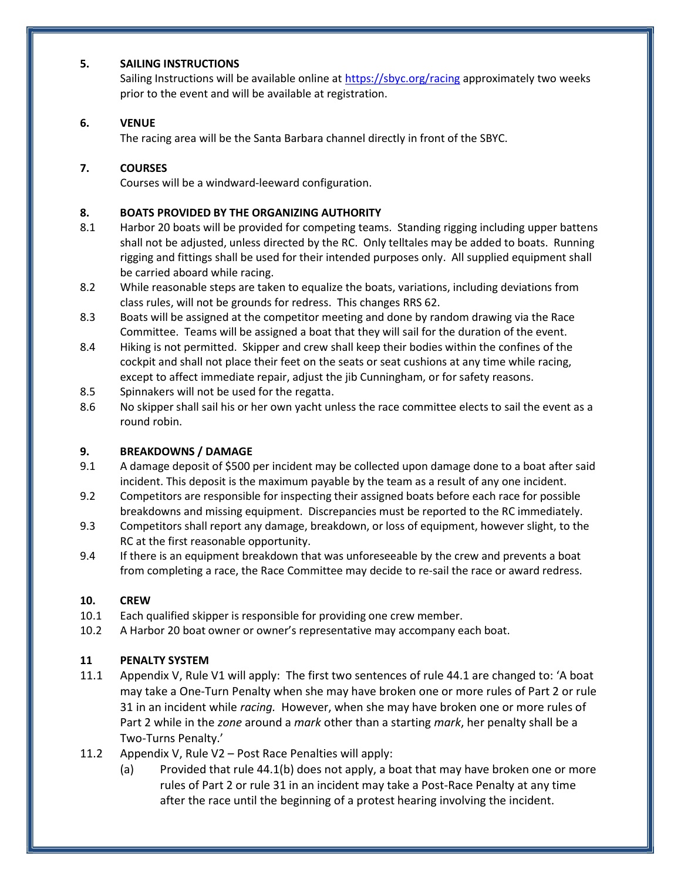## 5. SAILING INSTRUCTIONS

Sailing Instructions will be available online at [https://sbyc.org/racing](https://sbyc.org/racing) approximately two weeks prior to the event and will be available at registration.

## 6. VENUE

The racing area will be the Santa Barbara channel directly in front of the SBYC.

## 7. COURSES

Courses will be a windward-leeward configuration.

## 8. BOATS PROVIDED BY THE ORGANIZING AUTHORITY

8.1 Harbor 20 boats will be provided for competing teams. Standing rigging including upper battens shall not be adjusted, unless directed by the RC. Only telltales may be added to boats. Running rigging and fittings shall be used for their intended purposes only. All supplied equipment shall be carried aboard while racing.

8.2 While reasonable steps are taken to equalize the boats, variations, including deviations from class rules, will not be grounds for redress. This changes RRS 62.

8.3 Boats will be assigned at the competitor meeting and done by random drawing via the Race Committee. Teams will be assigned a boat that they will sail for the duration of the event.

8.4 Hiking is not permitted. Skipper and crew shall keep their bodies within the confines of the cockpit and shall not place their feet on the seats or seat cushions at any time while racing, except to affect immediate repair, adjust the jib Cunningham, or for safety reasons.

8.5 Spinnakers will not be used for the regatta.

8.6 No skipper shall sail his or her own yacht unless the race committee elects to sail the event as a round robin.

## 9. BREAKDOWNS / DAMAGE

9.1 A damage deposit of $500 per incident may be collected upon damage done to a boat after said incident. This deposit is the maximum payable by the team as a result of any one incident.

9.2 Competitors are responsible for inspecting their assigned boats before each race for possible breakdowns and missing equipment. Discrepancies must be reported to the RC immediately.

9.3 Competitors shall report any damage, breakdown, or loss of equipment, however slight, to the RC at the first reasonable opportunity.

9.4 If there is an equipment breakdown that was unforeseeable by the crew and prevents a boat from completing a race, the Race Committee may decide to re-sail the race or award redress.

## 10. CREW

10.1 Each qualified skipper is responsible for providing one crew member.

10.2 A Harbor 20 boat owner or owner's representative may accompany each boat.

## 11 PENALTY SYSTEM

11.1 Appendix V, Rule V1 will apply: The first two sentences of rule 44.1 are changed to: 'A boat may take a One-Turn Penalty when she may have broken one or more rules of Part 2 or rule 31 in an incident while *racing.* However, when she may have broken one or more rules of Part 2 while in the *zone* around a *mark* other than a starting *mark*, her penalty shall be a Two-Turns Penalty.'

11.2 Appendix V, Rule V2 – Post Race Penalties will apply:

(a) Provided that rule 44.1(b) does not apply, a boat that may have broken one or more rules of Part 2 or rule 31 in an incident may take a Post-Race Penalty at any time after the race until the beginning of a protest hearing involving the incident.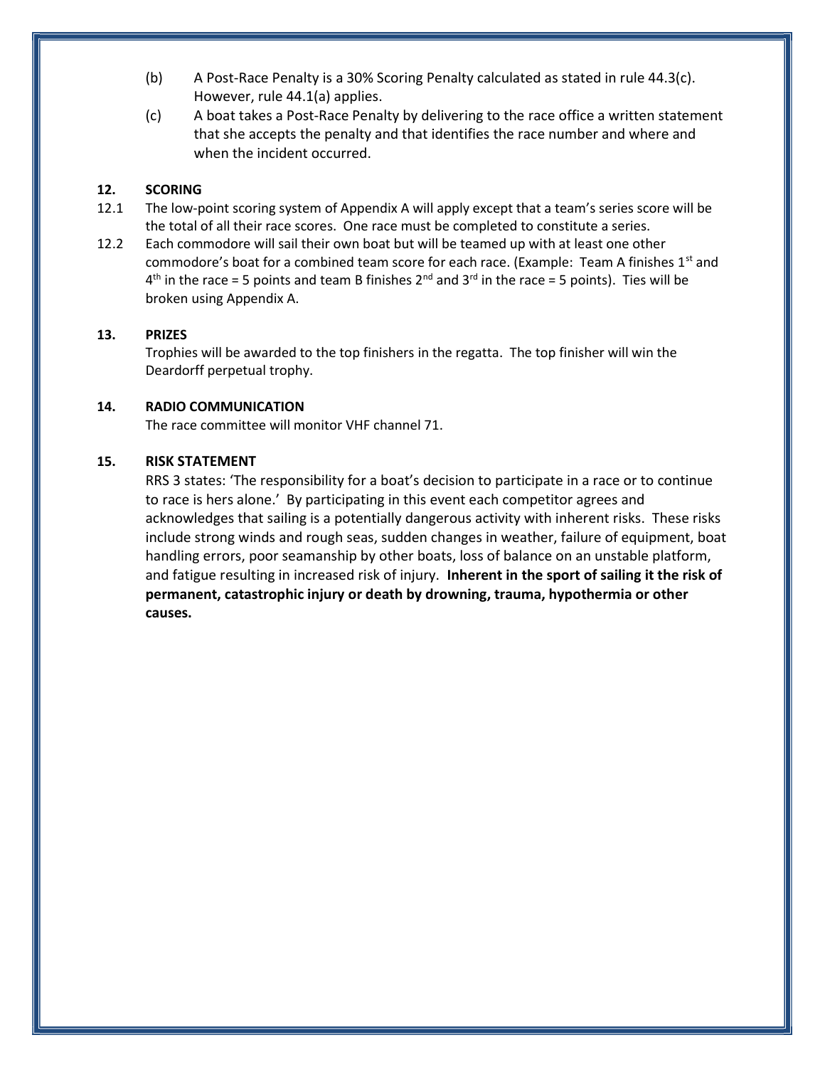(b) A Post-Race Penalty is a 30% Scoring Penalty calculated as stated in rule 44.3(c). However, rule 44.1(a) applies.

(c) A boat takes a Post-Race Penalty by delivering to the race office a written statement that she accepts the penalty and that identifies the race number and where and when the incident occurred.

## 12. SCORING

12.1 The low-point scoring system of Appendix A will apply except that a team's series score will be the total of all their race scores. One race must be completed to constitute a series.

12.2 Each commodore will sail their own boat but will be teamed up with at least one other commodore's boat for a combined team score for each race. (Example: Team A finishes 1st and 4th in the race = 5 points and team B finishes 2nd and 3rd in the race = 5 points). Ties will be broken using Appendix A.

## 13. PRIZES

Trophies will be awarded to the top finishers in the regatta. The top finisher will win the Deardorff perpetual trophy.

## 14. RADIO COMMUNICATION

The race committee will monitor VHF channel 71.

## 15. RISK STATEMENT

RRS 3 states: 'The responsibility for a boat's decision to participate in a race or to continue to race is hers alone.' By participating in this event each competitor agrees and acknowledges that sailing is a potentially dangerous activity with inherent risks. These risks include strong winds and rough seas, sudden changes in weather, failure of equipment, boat handling errors, poor seamanship by other boats, loss of balance on an unstable platform, and fatigue resulting in increased risk of injury. **Inherent in the sport of sailing it the risk of permanent, catastrophic injury or death by drowning, trauma, hypothermia or other causes.**